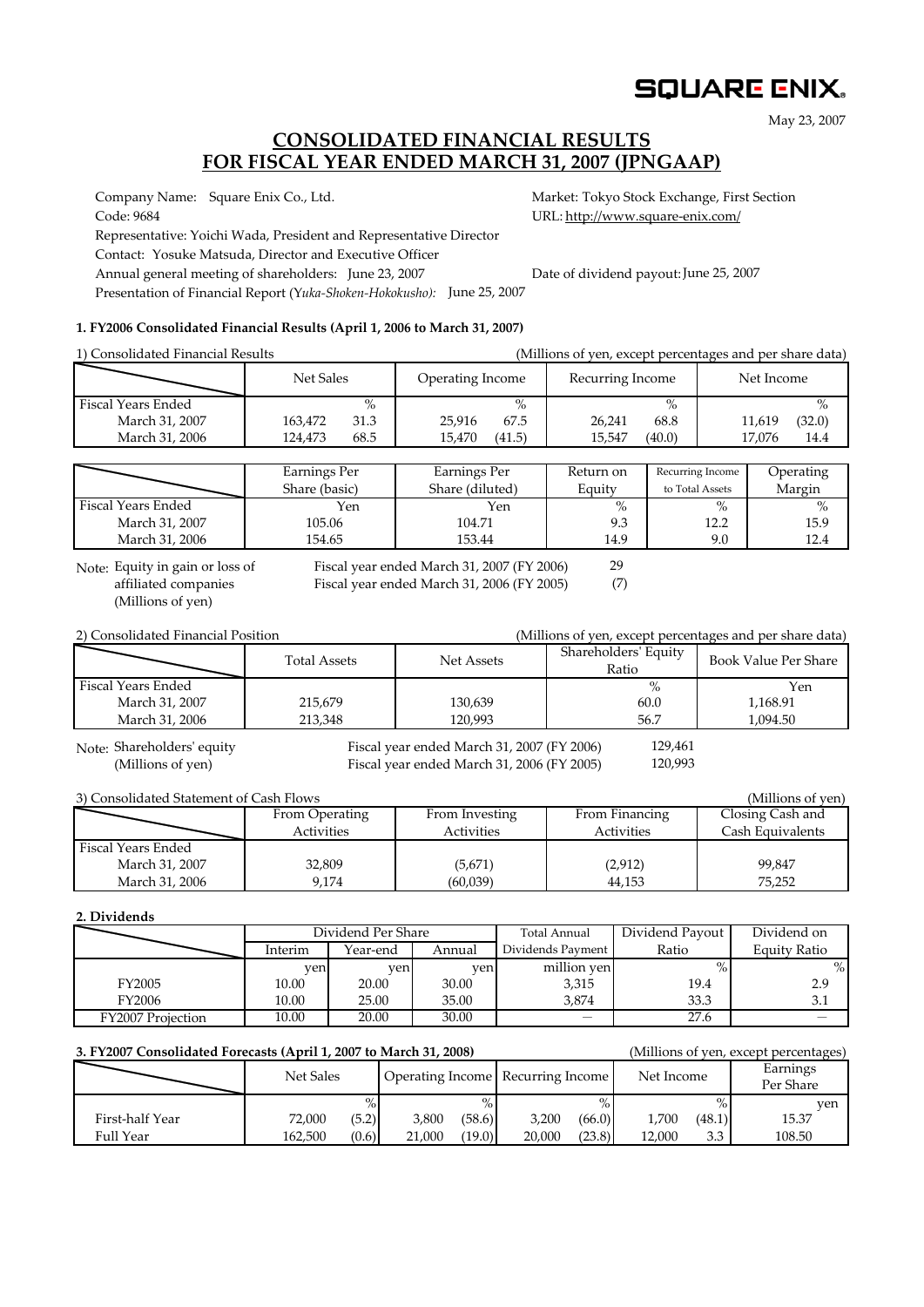SQUARE ENIX.

May 23, 2007

# CONSOLIDATED FINANCIAL RESULTS FOR FISCAL YEAR ENDED MARCH 31, 2007 (JPNGAAP)

Company Name: Square Enix Co., Ltd.
Market: Tokyo Stock Exchange, First Section
Code: 9684
URL: http://www.square-enix.com/
Representative: Yoichi Wada, President and Representative Director
Contact: Yosuke Matsuda, Director and Executive Officer
Annual general meeting of shareholders: June 23, 2007
Date of dividend payout: June 25, 2007
Presentation of Financial Report (*Yuka-Shoken-Hokokusho):* June 25, 2007

### 1. FY2006 Consolidated Financial Results (April 1, 2006 to March 31, 2007)

1) Consolidated Financial Results (Millions of yen, except percentages and per share data)

| | Net Sales | | Operating Income | | Recurring Income | | Net Income | |
|---|---|---|---|---|---|---|---|---|
| Fiscal Years Ended | | % | | % | | % | | % |
| March 31, 2007 | 163,472 | 31.3 | 25,916 | 67.5 | 26,241 | 68.8 | 11,619 | (32.0) |
| March 31, 2006 | 124,473 | 68.5 | 15,470 | (41.5) | 15,547 | (40.0) | 17,076 | 14.4 |

| | Earnings Per Share (basic) | Earnings Per Share (diluted) | Return on Equity | Recurring Income to Total Assets | Operating Margin |
|---|---|---|---|---|---|
| Fiscal Years Ended | Yen | Yen | % | % | % |
| March 31, 2007 | 105.06 | 104.71 | 9.3 | 12.2 | 15.9 |
| March 31, 2006 | 154.65 | 153.44 | 14.9 | 9.0 | 12.4 |

Note: Equity in gain or loss of affiliated companies (Millions of yen)
Fiscal year ended March 31, 2007 (FY 2006) 29
Fiscal year ended March 31, 2006 (FY 2005) (7)

2) Consolidated Financial Position (Millions of yen, except percentages and per share data)

| | Total Assets | Net Assets | Shareholders' Equity Ratio | Book Value Per Share |
|---|---|---|---|---|
| Fiscal Years Ended | | | % | Yen |
| March 31, 2007 | 215,679 | 130,639 | 60.0 | 1,168.91 |
| March 31, 2006 | 213,348 | 120,993 | 56.7 | 1,094.50 |

Note: Shareholders' equity (Millions of yen)
Fiscal year ended March 31, 2007 (FY 2006) 129,461
Fiscal year ended March 31, 2006 (FY 2005) 120,993

3) Consolidated Statement of Cash Flows (Millions of yen)

| | From Operating Activities | From Investing Activities | From Financing Activities | Closing Cash and Cash Equivalents |
|---|---|---|---|---|
| Fiscal Years Ended | | | | |
| March 31, 2007 | 32,809 | (5,671) | (2,912) | 99,847 |
| March 31, 2006 | 9,174 | (60,039) | 44,153 | 75,252 |

### 2. Dividends

| | Dividend Per Share | | | Total Annual Dividends Payment | Dividend Payout Ratio | Dividend on Equity Ratio |
|---|---|---|---|---|---|---|
| | Interim | Year-end | Annual | | | |
| | yen | yen | yen | million yen | % | % |
| FY2005 | 10.00 | 20.00 | 30.00 | 3,315 | 19.4 | 2.9 |
| FY2006 | 10.00 | 25.00 | 35.00 | 3,874 | 33.3 | 3.1 |
| FY2007 Projection | 10.00 | 20.00 | 30.00 | — | 27.6 | — |

### 3. FY2007 Consolidated Forecasts (April 1, 2007 to March 31, 2008)

(Millions of yen, except percentages)

| | Net Sales | | Operating Income | | Recurring Income | | Net Income | | Earnings Per Share |
|---|---|---|---|---|---|---|---|---|---|
| | | % | | % | | % | | % | yen |
| First-half Year | 72,000 | (5.2) | 3,800 | (58.6) | 3,200 | (66.0) | 1,700 | (48.1) | 15.37 |
| Full Year | 162,500 | (0.6) | 21,000 | (19.0) | 20,000 | (23.8) | 12,000 | 3.3 | 108.50 |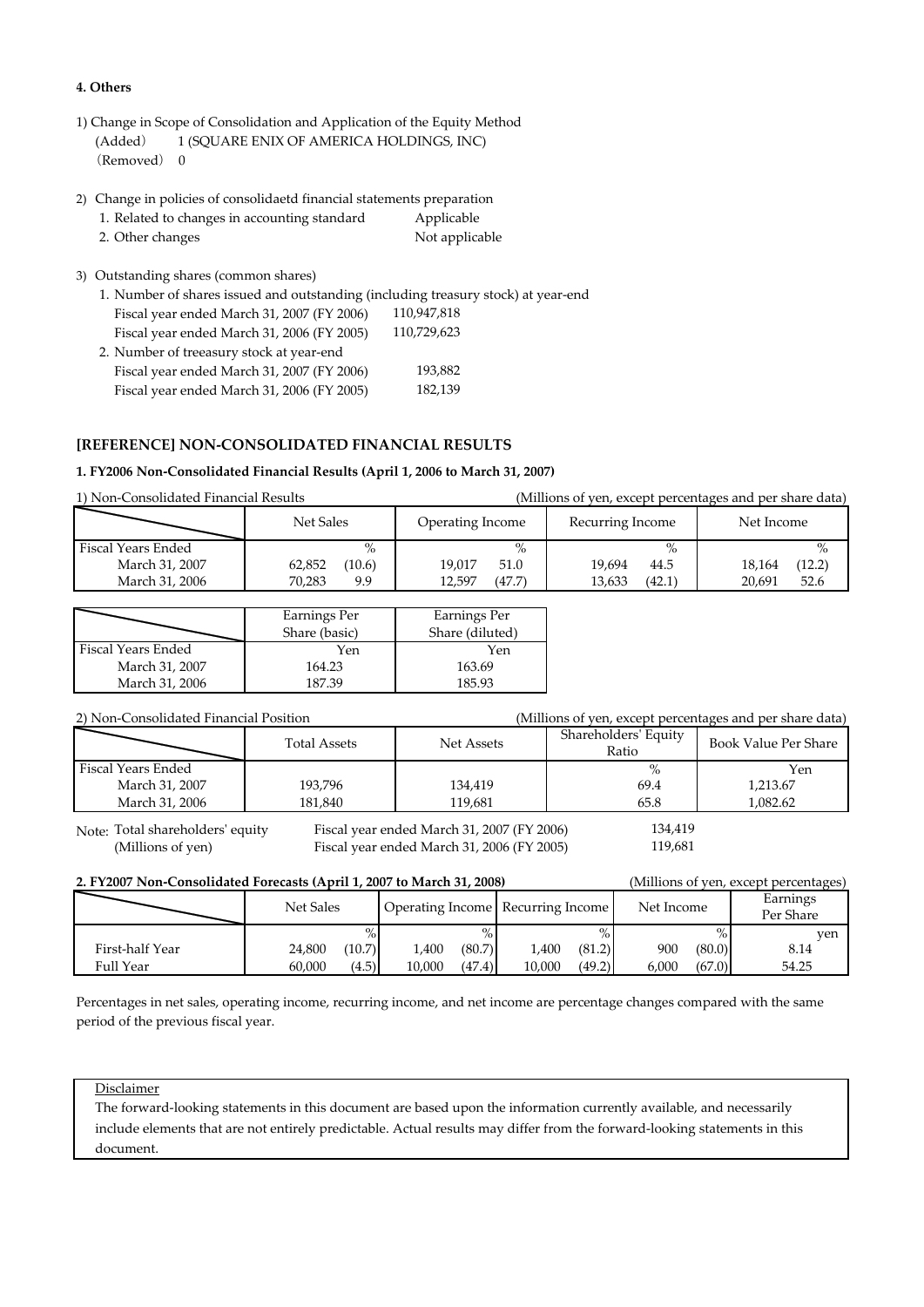**4. Others**

1) Change in Scope of Consolidation and Application of the Equity Method
   (Added)  1 (SQUARE ENIX OF AMERICA HOLDINGS, INC)
   (Removed)  0

2) Change in policies of consolidaetd financial statements preparation
   1. Related to changes in accounting standard    Applicable
   2. Other changes    Not applicable

3) Outstanding shares (common shares)
   1. Number of shares issued and outstanding (including treasury stock) at year-end
      Fiscal year ended March 31, 2007 (FY 2006)    110,947,818
      Fiscal year ended March 31, 2006 (FY 2005)    110,729,623
   2. Number of treeasury stock at year-end
      Fiscal year ended March 31, 2007 (FY 2006)    193,882
      Fiscal year ended March 31, 2006 (FY 2005)    182,139

## [REFERENCE] NON-CONSOLIDATED FINANCIAL RESULTS

### 1. FY2006 Non-Consolidated Financial Results (April 1, 2006 to March 31, 2007)

1) Non-Consolidated Financial Results (Millions of yen, except percentages and per share data)

| | Net Sales | | Operating Income | | Recurring Income | | Net Income | |
|---|---|---|---|---|---|---|---|---|
| Fiscal Years Ended | | % | | % | | % | | % |
| March 31, 2007 | 62,852 | (10.6) | 19,017 | 51.0 | 19,694 | 44.5 | 18,164 | (12.2) |
| March 31, 2006 | 70,283 | 9.9 | 12,597 | (47.7) | 13,633 | (42.1) | 20,691 | 52.6 |

| | Earnings Per Share (basic) | Earnings Per Share (diluted) |
|---|---|---|
| Fiscal Years Ended | Yen | Yen |
| March 31, 2007 | 164.23 | 163.69 |
| March 31, 2006 | 187.39 | 185.93 |

2) Non-Consolidated Financial Position (Millions of yen, except percentages and per share data)

| | Total Assets | Net Assets | Shareholders' Equity Ratio | Book Value Per Share |
|---|---|---|---|---|
| Fiscal Years Ended | | | % | Yen |
| March 31, 2007 | 193,796 | 134,419 | 69.4 | 1,213.67 |
| March 31, 2006 | 181,840 | 119,681 | 65.8 | 1,082.62 |

Note: Total shareholders' equity (Millions of yen)
Fiscal year ended March 31, 2007 (FY 2006)    134,419
Fiscal year ended March 31, 2006 (FY 2005)    119,681

### 2. FY2007 Non-Consolidated Forecasts (April 1, 2007 to March 31, 2008)

(Millions of yen, except percentages)

| | Net Sales | | Operating Income | | Recurring Income | | Net Income | | Earnings Per Share |
|---|---|---|---|---|---|---|---|---|---|
| | | % | | % | | % | | % | yen |
| First-half Year | 24,800 | (10.7) | 1,400 | (80.7) | 1,400 | (81.2) | 900 | (80.0) | 8.14 |
| Full Year | 60,000 | (4.5) | 10,000 | (47.4) | 10,000 | (49.2) | 6,000 | (67.0) | 54.25 |

Percentages in net sales, operating income, recurring income, and net income are percentage changes compared with the same period of the previous fiscal year.

Disclaimer
The forward-looking statements in this document are based upon the information currently available, and necessarily include elements that are not entirely predictable. Actual results may differ from the forward-looking statements in this document.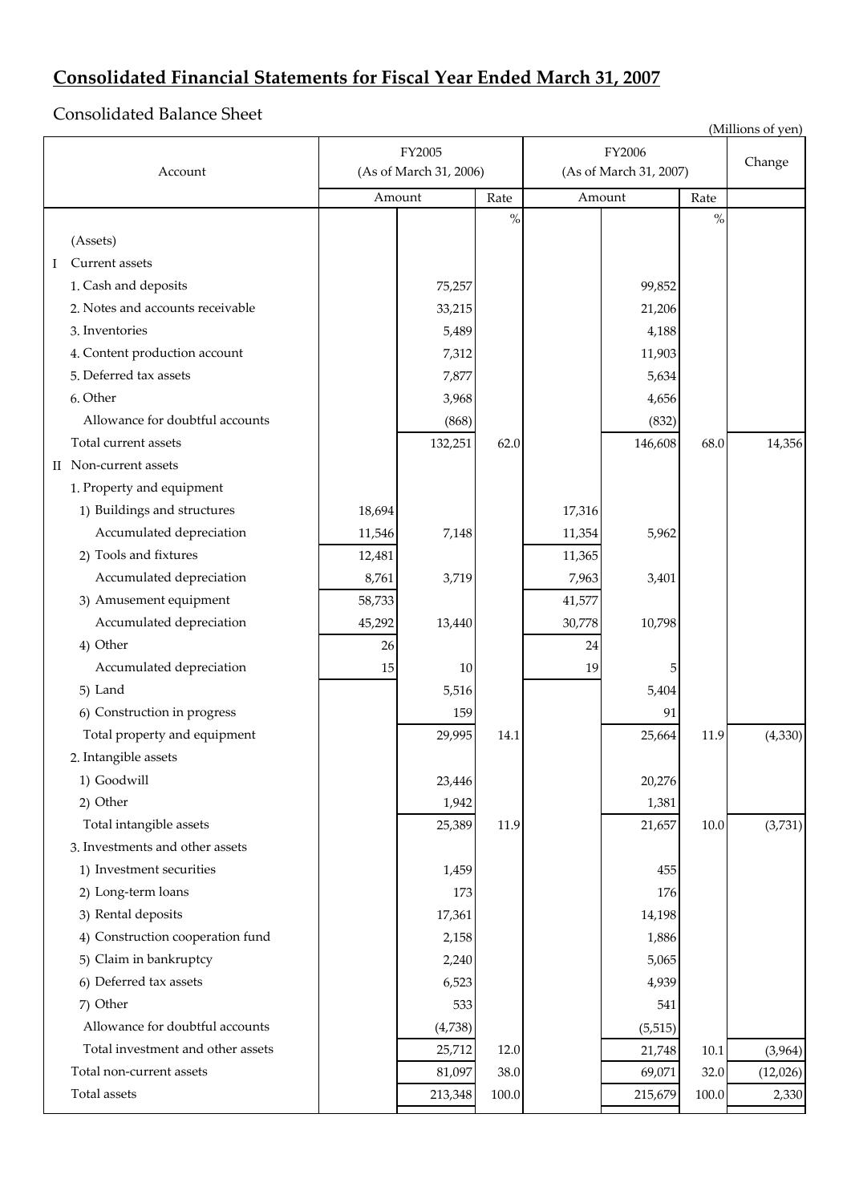# Consolidated Financial Statements for Fiscal Year Ended March 31, 2007

## Consolidated Balance Sheet

(Millions of yen)

| Account | FY2005 (As of March 31, 2006) | | | FY2006 (As of March 31, 2007) | | | Change |
|---|---|---|---|---|---|---|---|
| | Amount | | Rate | Amount | | Rate | |
| | | | % | | | % | |
| (Assets) | | | | | | | |
| I Current assets | | | | | | | |
| 1. Cash and deposits | | 75,257 | | | 99,852 | | |
| 2. Notes and accounts receivable | | 33,215 | | | 21,206 | | |
| 3. Inventories | | 5,489 | | | 4,188 | | |
| 4. Content production account | | 7,312 | | | 11,903 | | |
| 5. Deferred tax assets | | 7,877 | | | 5,634 | | |
| 6. Other | | 3,968 | | | 4,656 | | |
| Allowance for doubtful accounts | | (868) | | | (832) | | |
| Total current assets | | 132,251 | 62.0 | | 146,608 | 68.0 | 14,356 |
| II Non-current assets | | | | | | | |
| 1. Property and equipment | | | | | | | |
| 1) Buildings and structures | 18,694 | | | 17,316 | | | |
| Accumulated depreciation | 11,546 | 7,148 | | 11,354 | 5,962 | | |
| 2) Tools and fixtures | 12,481 | | | 11,365 | | | |
| Accumulated depreciation | 8,761 | 3,719 | | 7,963 | 3,401 | | |
| 3) Amusement equipment | 58,733 | | | 41,577 | | | |
| Accumulated depreciation | 45,292 | 13,440 | | 30,778 | 10,798 | | |
| 4) Other | 26 | | | 24 | | | |
| Accumulated depreciation | 15 | 10 | | 19 | 5 | | |
| 5) Land | | 5,516 | | | 5,404 | | |
| 6) Construction in progress | | 159 | | | 91 | | |
| Total property and equipment | | 29,995 | 14.1 | | 25,664 | 11.9 | (4,330) |
| 2. Intangible assets | | | | | | | |
| 1) Goodwill | | 23,446 | | | 20,276 | | |
| 2) Other | | 1,942 | | | 1,381 | | |
| Total intangible assets | | 25,389 | 11.9 | | 21,657 | 10.0 | (3,731) |
| 3. Investments and other assets | | | | | | | |
| 1) Investment securities | | 1,459 | | | 455 | | |
| 2) Long-term loans | | 173 | | | 176 | | |
| 3) Rental deposits | | 17,361 | | | 14,198 | | |
| 4) Construction cooperation fund | | 2,158 | | | 1,886 | | |
| 5) Claim in bankruptcy | | 2,240 | | | 5,065 | | |
| 6) Deferred tax assets | | 6,523 | | | 4,939 | | |
| 7) Other | | 533 | | | 541 | | |
| Allowance for doubtful accounts | | (4,738) | | | (5,515) | | |
| Total investment and other assets | | 25,712 | 12.0 | | 21,748 | 10.1 | (3,964) |
| Total non-current assets | | 81,097 | 38.0 | | 69,071 | 32.0 | (12,026) |
| Total assets | | 213,348 | 100.0 | | 215,679 | 100.0 | 2,330 |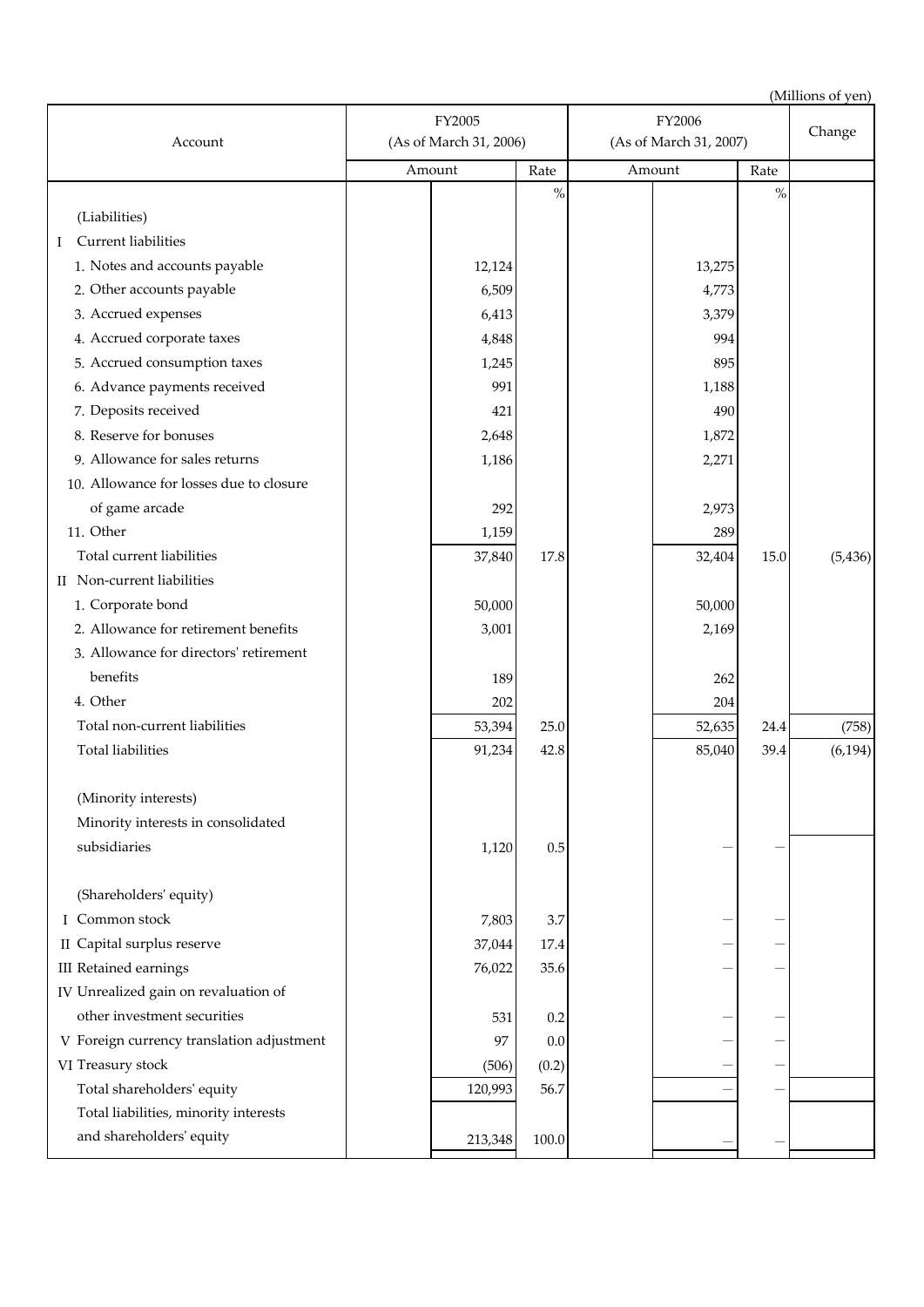(Millions of yen)

| Account | FY2005 (As of March 31, 2006) | | FY2006 (As of March 31, 2007) | | Change |
|---|---|---|---|---|---|
| | Amount | Rate | Amount | Rate | |
| | | % | | % | |
| (Liabilities) | | | | | |
| I Current liabilities | | | | | |
| 1. Notes and accounts payable | 12,124 | | 13,275 | | |
| 2. Other accounts payable | 6,509 | | 4,773 | | |
| 3. Accrued expenses | 6,413 | | 3,379 | | |
| 4. Accrued corporate taxes | 4,848 | | 994 | | |
| 5. Accrued consumption taxes | 1,245 | | 895 | | |
| 6. Advance payments received | 991 | | 1,188 | | |
| 7. Deposits received | 421 | | 490 | | |
| 8. Reserve for bonuses | 2,648 | | 1,872 | | |
| 9. Allowance for sales returns | 1,186 | | 2,271 | | |
| 10. Allowance for losses due to closure of game arcade | 292 | | 2,973 | | |
| 11. Other | 1,159 | | 289 | | |
| Total current liabilities | 37,840 | 17.8 | 32,404 | 15.0 | (5,436) |
| II Non-current liabilities | | | | | |
| 1. Corporate bond | 50,000 | | 50,000 | | |
| 2. Allowance for retirement benefits | 3,001 | | 2,169 | | |
| 3. Allowance for directors' retirement benefits | 189 | | 262 | | |
| 4. Other | 202 | | 204 | | |
| Total non-current liabilities | 53,394 | 25.0 | 52,635 | 24.4 | (758) |
| Total liabilities | 91,234 | 42.8 | 85,040 | 39.4 | (6,194) |
| (Minority interests) | | | | | |
| Minority interests in consolidated subsidiaries | 1,120 | 0.5 | — | — | |
| (Shareholders' equity) | | | | | |
| I Common stock | 7,803 | 3.7 | — | — | |
| II Capital surplus reserve | 37,044 | 17.4 | — | — | |
| III Retained earnings | 76,022 | 35.6 | — | — | |
| IV Unrealized gain on revaluation of other investment securities | 531 | 0.2 | — | — | |
| V Foreign currency translation adjustment | 97 | 0.0 | — | — | |
| VI Treasury stock | (506) | (0.2) | — | — | |
| Total shareholders' equity | 120,993 | 56.7 | — | — | |
| Total liabilities, minority interests and shareholders' equity | 213,348 | 100.0 | — | — | |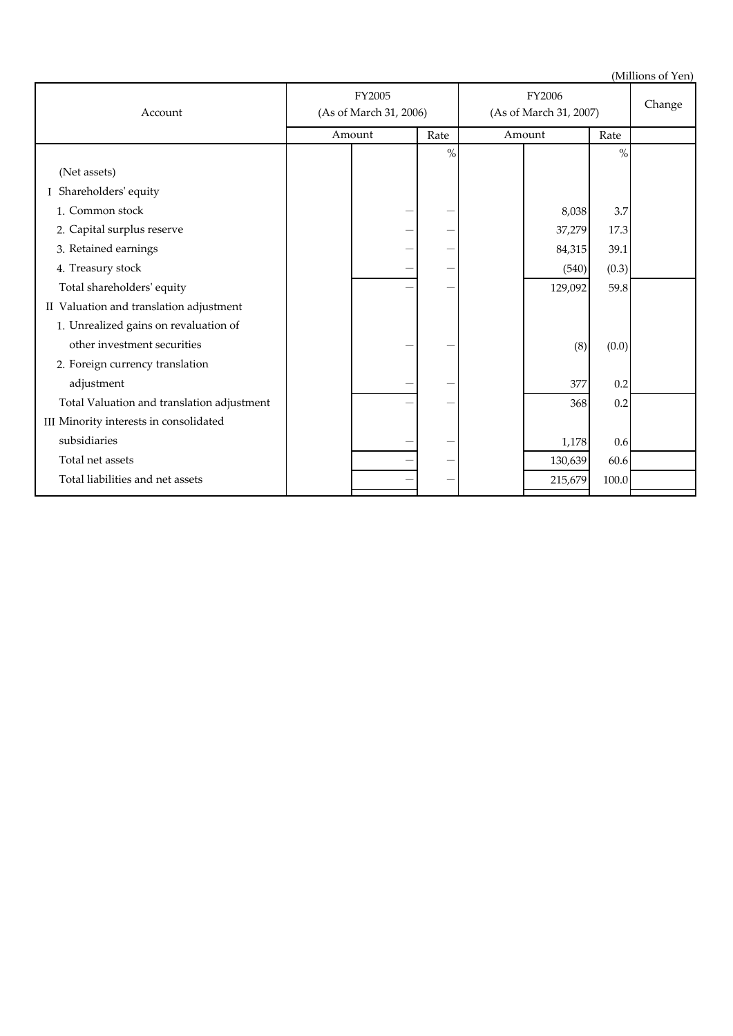(Millions of Yen)

| Account | FY2005 (As of March 31, 2006) | | FY2006 (As of March 31, 2007) | | Change |
|---|---|---|---|---|---|
| | Amount | Rate | Amount | Rate | |
| | | % | | % | |
| (Net assets) | | | | | |
| I Shareholders' equity | | | | | |
| 1. Common stock | — | — | 8,038 | 3.7 | |
| 2. Capital surplus reserve | — | — | 37,279 | 17.3 | |
| 3. Retained earnings | — | — | 84,315 | 39.1 | |
| 4. Treasury stock | — | — | (540) | (0.3) | |
| Total shareholders' equity | — | — | 129,092 | 59.8 | |
| II Valuation and translation adjustment | | | | | |
| 1. Unrealized gains on revaluation of other investment securities | — | — | (8) | (0.0) | |
| 2. Foreign currency translation adjustment | — | — | 377 | 0.2 | |
| Total Valuation and translation adjustment | — | — | 368 | 0.2 | |
| III Minority interests in consolidated subsidiaries | — | — | 1,178 | 0.6 | |
| Total net assets | — | — | 130,639 | 60.6 | |
| Total liabilities and net assets | — | — | 215,679 | 100.0 | |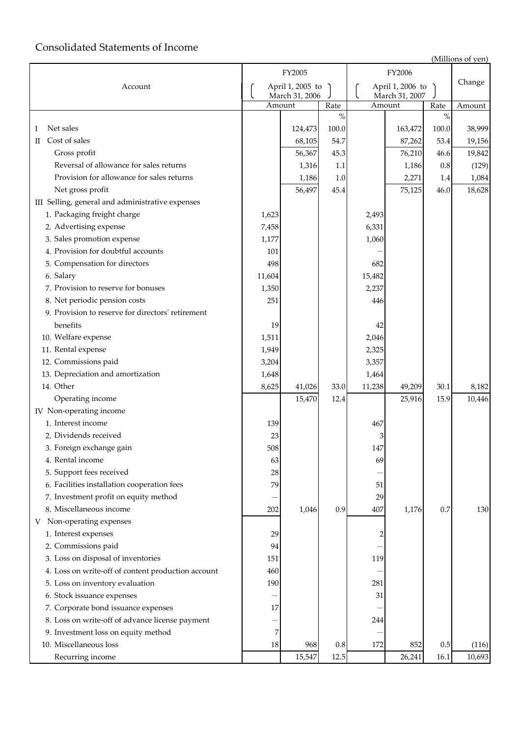# Consolidated Statements of Income

(Millions of yen)

| Account | FY2005 (April 1, 2005 to March 31, 2006) | | | FY2006 (April 1, 2006 to March 31, 2007) | | | Change |
|---|---|---|---|---|---|---|---|
| | Amount | | Rate | Amount | | Rate | Amount |
| | | | % | | | % | |
| I Net sales | | 124,473 | 100.0 | | 163,472 | 100.0 | 38,999 |
| II Cost of sales | | 68,105 | 54.7 | | 87,262 | 53.4 | 19,156 |
| Gross profit | | 56,367 | 45.3 | | 76,210 | 46.6 | 19,842 |
| Reversal of allowance for sales returns | | 1,316 | 1.1 | | 1,186 | 0.8 | (129) |
| Provision for allowance for sales returns | | 1,186 | 1.0 | | 2,271 | 1.4 | 1,084 |
| Net gross profit | | 56,497 | 45.4 | | 75,125 | 46.0 | 18,628 |
| III Selling, general and administrative expenses | | | | | | | |
| 1. Packaging freight charge | 1,623 | | | 2,493 | | | |
| 2. Advertising expense | 7,458 | | | 6,331 | | | |
| 3. Sales promotion expense | 1,177 | | | 1,060 | | | |
| 4. Provision for doubtful accounts | 101 | | | — | | | |
| 5. Compensation for directors | 498 | | | 682 | | | |
| 6. Salary | 11,604 | | | 15,482 | | | |
| 7. Provision to reserve for bonuses | 1,350 | | | 2,237 | | | |
| 8. Net periodic pension costs | 251 | | | 446 | | | |
| 9. Provision to reserve for directors' retirement benefits | 19 | | | 42 | | | |
| 10. Welfare expense | 1,511 | | | 2,046 | | | |
| 11. Rental expense | 1,949 | | | 2,325 | | | |
| 12. Commissions paid | 3,204 | | | 3,357 | | | |
| 13. Depreciation and amortization | 1,648 | | | 1,464 | | | |
| 14. Other | 8,625 | 41,026 | 33.0 | 11,238 | 49,209 | 30.1 | 8,182 |
| Operating income | | 15,470 | 12.4 | | 25,916 | 15.9 | 10,446 |
| IV Non-operating income | | | | | | | |
| 1. Interest income | 139 | | | 467 | | | |
| 2. Dividends received | 23 | | | 3 | | | |
| 3. Foreign exchange gain | 508 | | | 147 | | | |
| 4. Rental income | 63 | | | 69 | | | |
| 5. Support fees received | 28 | | | — | | | |
| 6. Facilities installation cooperation fees | 79 | | | 51 | | | |
| 7. Investment profit on equity method | — | | | 29 | | | |
| 8. Miscellaneous income | 202 | 1,046 | 0.9 | 407 | 1,176 | 0.7 | 130 |
| V Non-operating expenses | | | | | | | |
| 1. Interest expenses | 29 | | | 2 | | | |
| 2. Commissions paid | 94 | | | — | | | |
| 3. Loss on disposal of inventories | 151 | | | 119 | | | |
| 4. Loss on write-off of content production account | 460 | | | — | | | |
| 5. Loss on inventory evaluation | 190 | | | 281 | | | |
| 6. Stock issuance expenses | — | | | 31 | | | |
| 7. Corporate bond issuance expenses | 17 | | | — | | | |
| 8. Loss on write-off of advance license payment | — | | | 244 | | | |
| 9. Investment loss on equity method | 7 | | | — | | | |
| 10. Miscellaneous loss | 18 | 968 | 0.8 | 172 | 852 | 0.5 | (116) |
| Recurring income | | 15,547 | 12.5 | | 26,241 | 16.1 | 10,693 |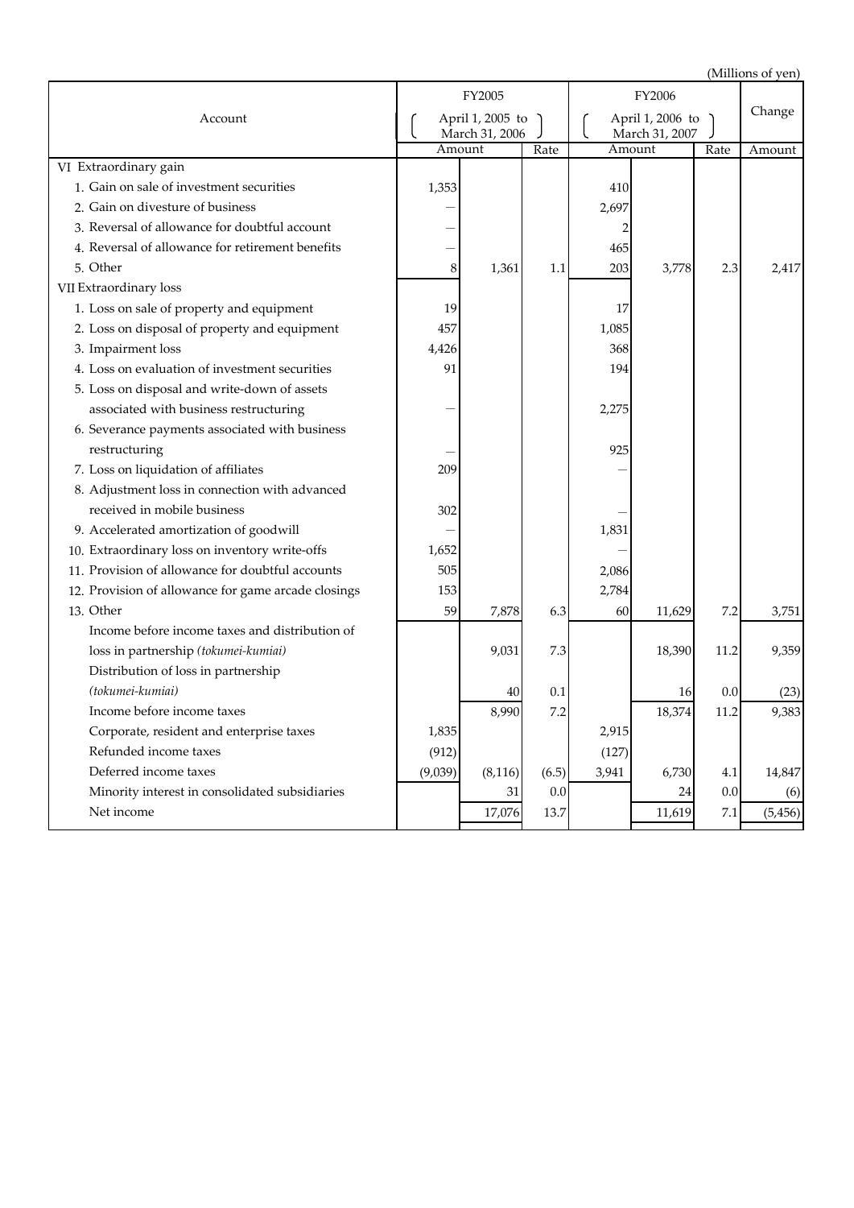(Millions of yen)

| Account | FY2005 (April 1, 2005 to March 31, 2006) | | | FY2006 (April 1, 2006 to March 31, 2007) | | | Change |
|---|---|---|---|---|---|---|---|
| | Amount | | Rate | Amount | | Rate | Amount |
| VI Extraordinary gain | | | | | | | |
| 1. Gain on sale of investment securities | 1,353 | | | 410 | | | |
| 2. Gain on divesture of business | — | | | 2,697 | | | |
| 3. Reversal of allowance for doubtful account | — | | | 2 | | | |
| 4. Reversal of allowance for retirement benefits | — | | | 465 | | | |
| 5. Other | 8 | 1,361 | 1.1 | 203 | 3,778 | 2.3 | 2,417 |
| VII Extraordinary loss | | | | | | | |
| 1. Loss on sale of property and equipment | 19 | | | 17 | | | |
| 2. Loss on disposal of property and equipment | 457 | | | 1,085 | | | |
| 3. Impairment loss | 4,426 | | | 368 | | | |
| 4. Loss on evaluation of investment securities | 91 | | | 194 | | | |
| 5. Loss on disposal and write-down of assets associated with business restructuring | — | | | 2,275 | | | |
| 6. Severance payments associated with business restructuring | — | | | 925 | | | |
| 7. Loss on liquidation of affiliates | 209 | | | — | | | |
| 8. Adjustment loss in connection with advanced received in mobile business | 302 | | | — | | | |
| 9. Accelerated amortization of goodwill | — | | | 1,831 | | | |
| 10. Extraordinary loss on inventory write-offs | 1,652 | | | — | | | |
| 11. Provision of allowance for doubtful accounts | 505 | | | 2,086 | | | |
| 12. Provision of allowance for game arcade closings | 153 | | | 2,784 | | | |
| 13. Other | 59 | 7,878 | 6.3 | 60 | 11,629 | 7.2 | 3,751 |
| Income before income taxes and distribution of loss in partnership *(tokumei-kumiai)* | | 9,031 | 7.3 | | 18,390 | 11.2 | 9,359 |
| Distribution of loss in partnership *(tokumei-kumiai)* | | 40 | 0.1 | | 16 | 0.0 | (23) |
| Income before income taxes | | 8,990 | 7.2 | | 18,374 | 11.2 | 9,383 |
| Corporate, resident and enterprise taxes | 1,835 | | | 2,915 | | | |
| Refunded income taxes | (912) | | | (127) | | | |
| Deferred income taxes | (9,039) | (8,116) | (6.5) | 3,941 | 6,730 | 4.1 | 14,847 |
| Minority interest in consolidated subsidiaries | | 31 | 0.0 | | 24 | 0.0 | (6) |
| Net income | | 17,076 | 13.7 | | 11,619 | 7.1 | (5,456) |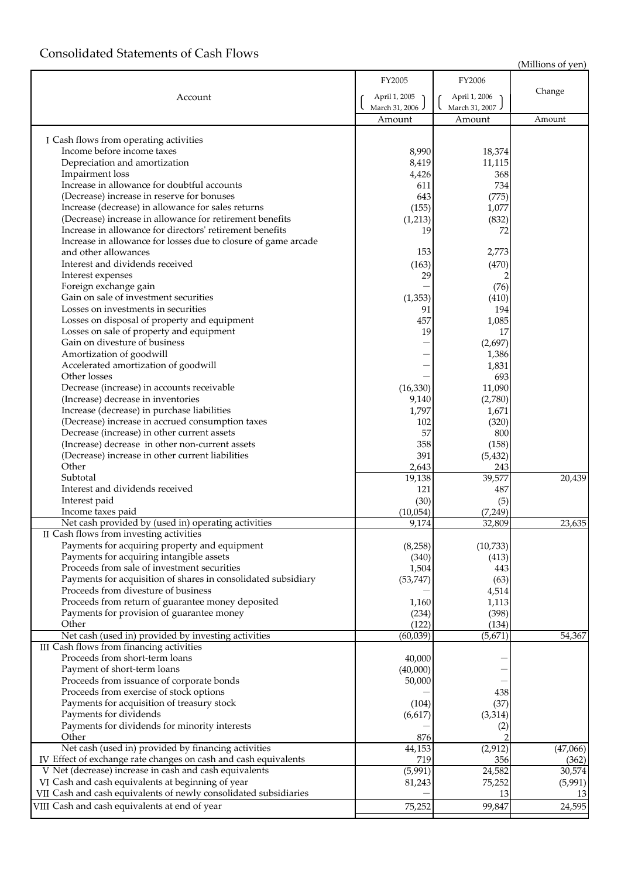## Consolidated Statements of Cash Flows

(Millions of yen)

| Account | FY2005 (April 1, 2005 – March 31, 2006) Amount | FY2006 (April 1, 2006 – March 31, 2007) Amount | Change Amount |
|---|---|---|---|
| I Cash flows from operating activities | | | |
| Income before income taxes | 8,990 | 18,374 | |
| Depreciation and amortization | 8,419 | 11,115 | |
| Impairment loss | 4,426 | 368 | |
| Increase in allowance for doubtful accounts | 611 | 734 | |
| (Decrease) increase in reserve for bonuses | 643 | (775) | |
| Increase (decrease) in allowance for sales returns | (155) | 1,077 | |
| (Decrease) increase in allowance for retirement benefits | (1,213) | (832) | |
| Increase in allowance for directors' retirement benefits | 19 | 72 | |
| Increase in allowance for losses due to closure of game arcade and other allowances | 153 | 2,773 | |
| Interest and dividends received | (163) | (470) | |
| Interest expenses | 29 | 2 | |
| Foreign exchange gain | — | (76) | |
| Gain on sale of investment securities | (1,353) | (410) | |
| Losses on investments in securities | 91 | 194 | |
| Losses on disposal of property and equipment | 457 | 1,085 | |
| Losses on sale of property and equipment | 19 | 17 | |
| Gain on divesture of business | — | (2,697) | |
| Amortization of goodwill | — | 1,386 | |
| Accelerated amortization of goodwill | — | 1,831 | |
| Other losses | — | 693 | |
| Decrease (increase) in accounts receivable | (16,330) | 11,090 | |
| (Increase) decrease in inventories | 9,140 | (2,780) | |
| Increase (decrease) in purchase liabilities | 1,797 | 1,671 | |
| (Decrease) increase in accrued consumption taxes | 102 | (320) | |
| Decrease (increase) in other current assets | 57 | 800 | |
| (Increase) decrease in other non-current assets | 358 | (158) | |
| (Decrease) increase in other current liabilities | 391 | (5,432) | |
| Other | 2,643 | 243 | |
| Subtotal | 19,138 | 39,577 | 20,439 |
| Interest and dividends received | 121 | 487 | |
| Interest paid | (30) | (5) | |
| Income taxes paid | (10,054) | (7,249) | |
| Net cash provided by (used in) operating activities | 9,174 | 32,809 | 23,635 |
| II Cash flows from investing activities | | | |
| Payments for acquiring property and equipment | (8,258) | (10,733) | |
| Payments for acquiring intangible assets | (340) | (413) | |
| Proceeds from sale of investment securities | 1,504 | 443 | |
| Payments for acquisition of shares in consolidated subsidiary | (53,747) | (63) | |
| Proceeds from divesture of business | — | 4,514 | |
| Proceeds from return of guarantee money deposited | 1,160 | 1,113 | |
| Payments for provision of guarantee money | (234) | (398) | |
| Other | (122) | (134) | |
| Net cash (used in) provided by investing activities | (60,039) | (5,671) | 54,367 |
| III Cash flows from financing activities | | | |
| Proceeds from short-term loans | 40,000 | — | |
| Payment of short-term loans | (40,000) | — | |
| Proceeds from issuance of corporate bonds | 50,000 | — | |
| Proceeds from exercise of stock options | — | 438 | |
| Payments for acquisition of treasury stock | (104) | (37) | |
| Payments for dividends | (6,617) | (3,314) | |
| Payments for dividends for minority interests | — | (2) | |
| Other | 876 | 2 | |
| Net cash (used in) provided by financing activities | 44,153 | (2,912) | (47,066) |
| IV Effect of exchange rate changes on cash and cash equivalents | 719 | 356 | (362) |
| V Net (decrease) increase in cash and cash equivalents | (5,991) | 24,582 | 30,574 |
| VI Cash and cash equivalents at beginning of year | 81,243 | 75,252 | (5,991) |
| VII Cash and cash equivalents of newly consolidated subsidiaries | — | 13 | 13 |
| VIII Cash and cash equivalents at end of year | 75,252 | 99,847 | 24,595 |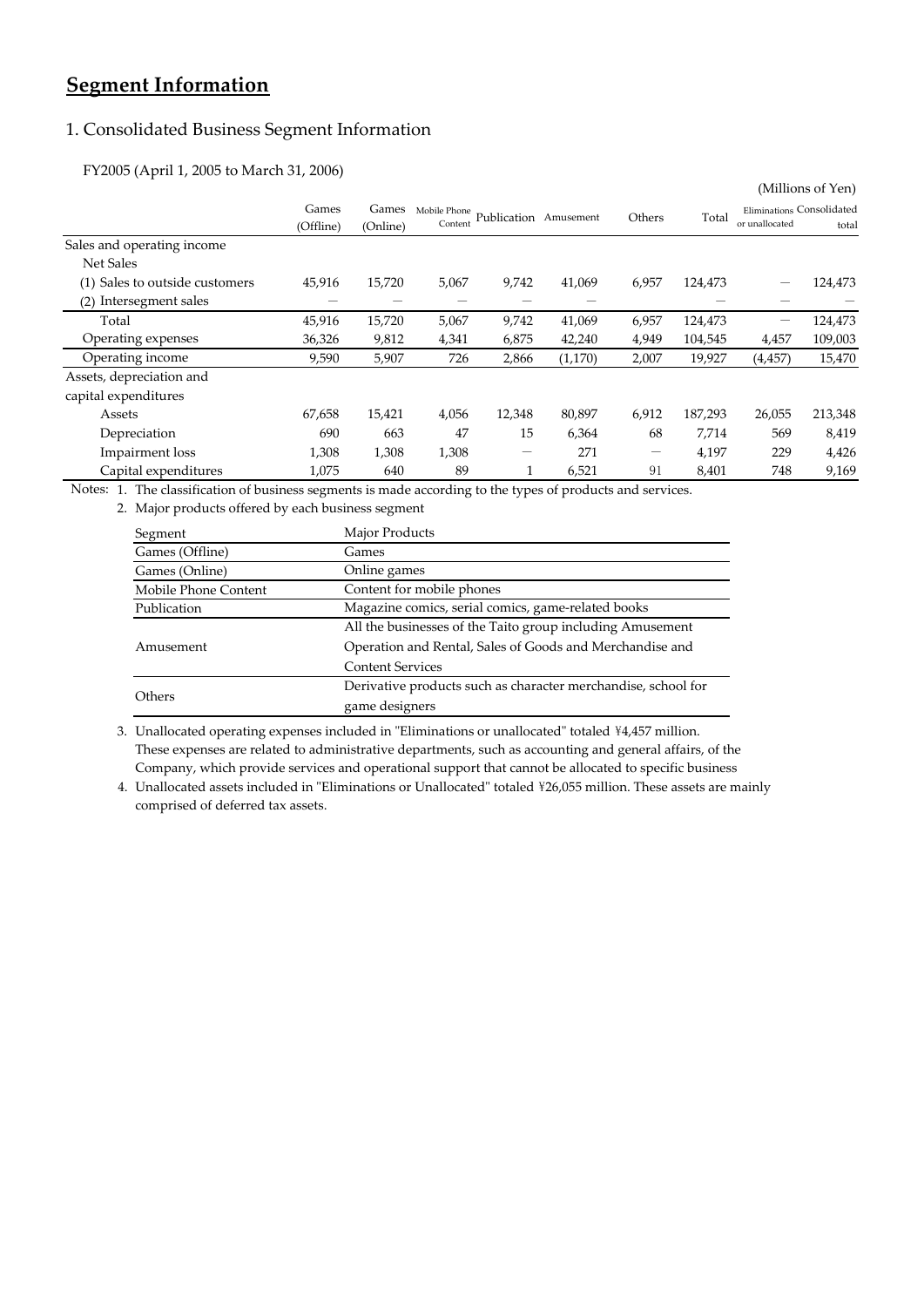# Segment Information

## 1. Consolidated Business Segment Information

FY2005 (April 1, 2005 to March 31, 2006)

(Millions of Yen)

| | Games (Offline) | Games (Online) | Mobile Phone Content | Publication | Amusement | Others | Total | Eliminations or unallocated | Consolidated total |
|---|---|---|---|---|---|---|---|---|---|
| Sales and operating income | | | | | | | | | |
| Net Sales | | | | | | | | | |
| (1) Sales to outside customers | 45,916 | 15,720 | 5,067 | 9,742 | 41,069 | 6,957 | 124,473 | — | 124,473 |
| (2) Intersegment sales | — | — | — | — | — | — | — | — | — |
| Total | 45,916 | 15,720 | 5,067 | 9,742 | 41,069 | 6,957 | 124,473 | — | 124,473 |
| Operating expenses | 36,326 | 9,812 | 4,341 | 6,875 | 42,240 | 4,949 | 104,545 | 4,457 | 109,003 |
| Operating income | 9,590 | 5,907 | 726 | 2,866 | (1,170) | 2,007 | 19,927 | (4,457) | 15,470 |
| Assets, depreciation and capital expenditures | | | | | | | | | |
| Assets | 67,658 | 15,421 | 4,056 | 12,348 | 80,897 | 6,912 | 187,293 | 26,055 | 213,348 |
| Depreciation | 690 | 663 | 47 | 15 | 6,364 | 68 | 7,714 | 569 | 8,419 |
| Impairment loss | 1,308 | 1,308 | 1,308 | — | 271 | — | 4,197 | 229 | 4,426 |
| Capital expenditures | 1,075 | 640 | 89 | 1 | 6,521 | 91 | 8,401 | 748 | 9,169 |

Notes:
1. The classification of business segments is made according to the types of products and services.
2. Major products offered by each business segment

| Segment | Major Products |
|---|---|
| Games (Offline) | Games |
| Games (Online) | Online games |
| Mobile Phone Content | Content for mobile phones |
| Publication | Magazine comics, serial comics, game-related books |
| Amusement | All the businesses of the Taito group including Amusement Operation and Rental, Sales of Goods and Merchandise and Content Services |
| Others | Derivative products such as character merchandise, school for game designers |

3. Unallocated operating expenses included in "Eliminations or unallocated" totaled ¥4,457 million. These expenses are related to administrative departments, such as accounting and general affairs, of the Company, which provide services and operational support that cannot be allocated to specific business
4. Unallocated assets included in "Eliminations or Unallocated" totaled ¥26,055 million. These assets are mainly comprised of deferred tax assets.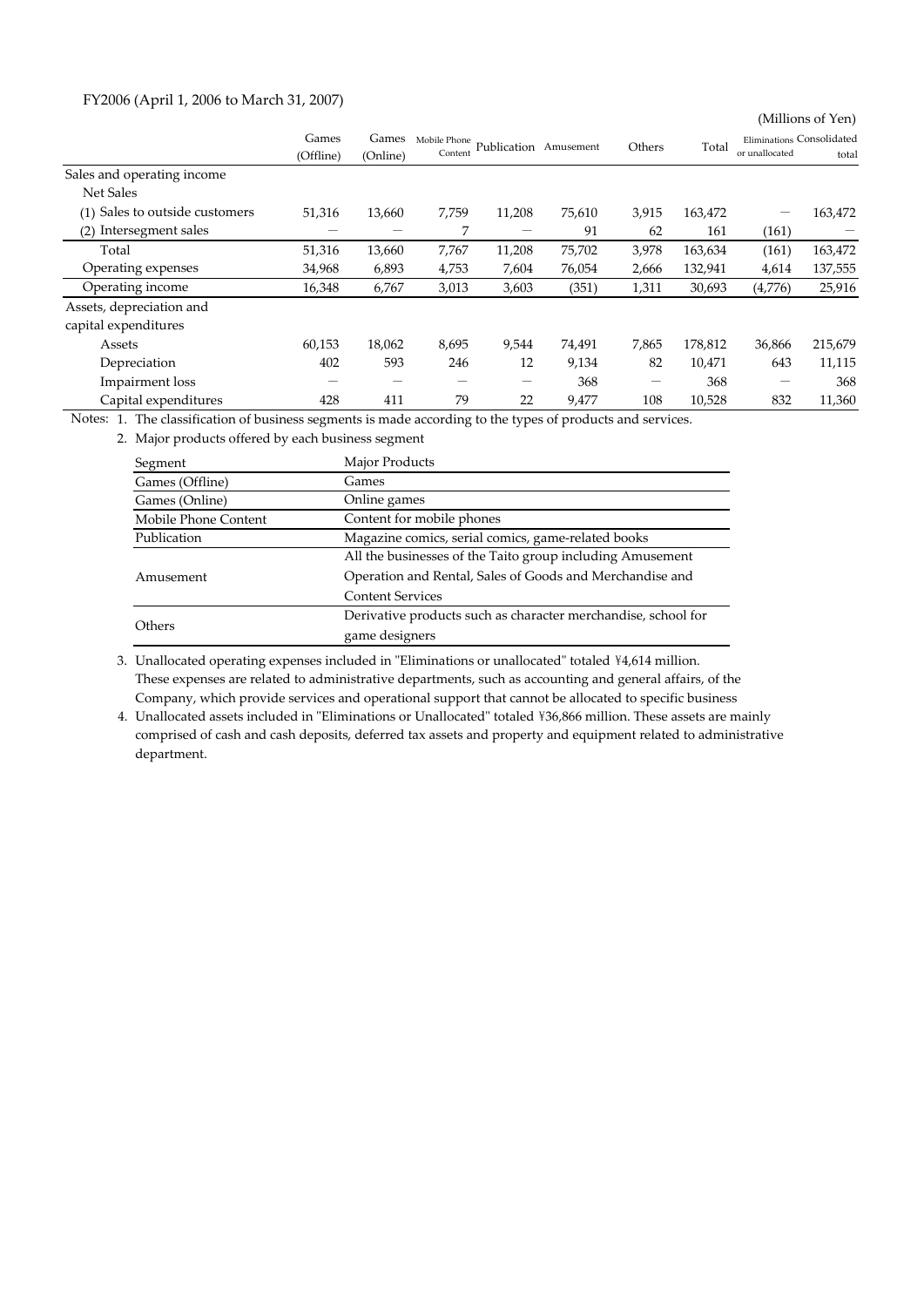FY2006 (April 1, 2006 to March 31, 2007)

(Millions of Yen)

| | Games (Offline) | Games (Online) | Mobile Phone Content | Publication | Amusement | Others | Total | Eliminations or unallocated | Consolidated total |
|---|---|---|---|---|---|---|---|---|---|
| Sales and operating income | | | | | | | | | |
| Net Sales | | | | | | | | | |
| (1) Sales to outside customers | 51,316 | 13,660 | 7,759 | 11,208 | 75,610 | 3,915 | 163,472 | — | 163,472 |
| (2) Intersegment sales | — | — | 7 | — | 91 | 62 | 161 | (161) | — |
| Total | 51,316 | 13,660 | 7,767 | 11,208 | 75,702 | 3,978 | 163,634 | (161) | 163,472 |
| Operating expenses | 34,968 | 6,893 | 4,753 | 7,604 | 76,054 | 2,666 | 132,941 | 4,614 | 137,555 |
| Operating income | 16,348 | 6,767 | 3,013 | 3,603 | (351) | 1,311 | 30,693 | (4,776) | 25,916 |
| Assets, depreciation and capital expenditures | | | | | | | | | |
| Assets | 60,153 | 18,062 | 8,695 | 9,544 | 74,491 | 7,865 | 178,812 | 36,866 | 215,679 |
| Depreciation | 402 | 593 | 246 | 12 | 9,134 | 82 | 10,471 | 643 | 11,115 |
| Impairment loss | — | — | — | — | 368 | — | 368 | — | 368 |
| Capital expenditures | 428 | 411 | 79 | 22 | 9,477 | 108 | 10,528 | 832 | 11,360 |

Notes: 1. The classification of business segments is made according to the types of products and services.

2. Major products offered by each business segment

| Segment | Major Products |
|---|---|
| Games (Offline) | Games |
| Games (Online) | Online games |
| Mobile Phone Content | Content for mobile phones |
| Publication | Magazine comics, serial comics, game-related books |
| Amusement | All the businesses of the Taito group including Amusement Operation and Rental, Sales of Goods and Merchandise and Content Services |
| Others | Derivative products such as character merchandise, school for game designers |

3. Unallocated operating expenses included in "Eliminations or unallocated" totaled ¥4,614 million. These expenses are related to administrative departments, such as accounting and general affairs, of the Company, which provide services and operational support that cannot be allocated to specific business

4. Unallocated assets included in "Eliminations or Unallocated" totaled ¥36,866 million. These assets are mainly comprised of cash and cash deposits, deferred tax assets and property and equipment related to administrative department.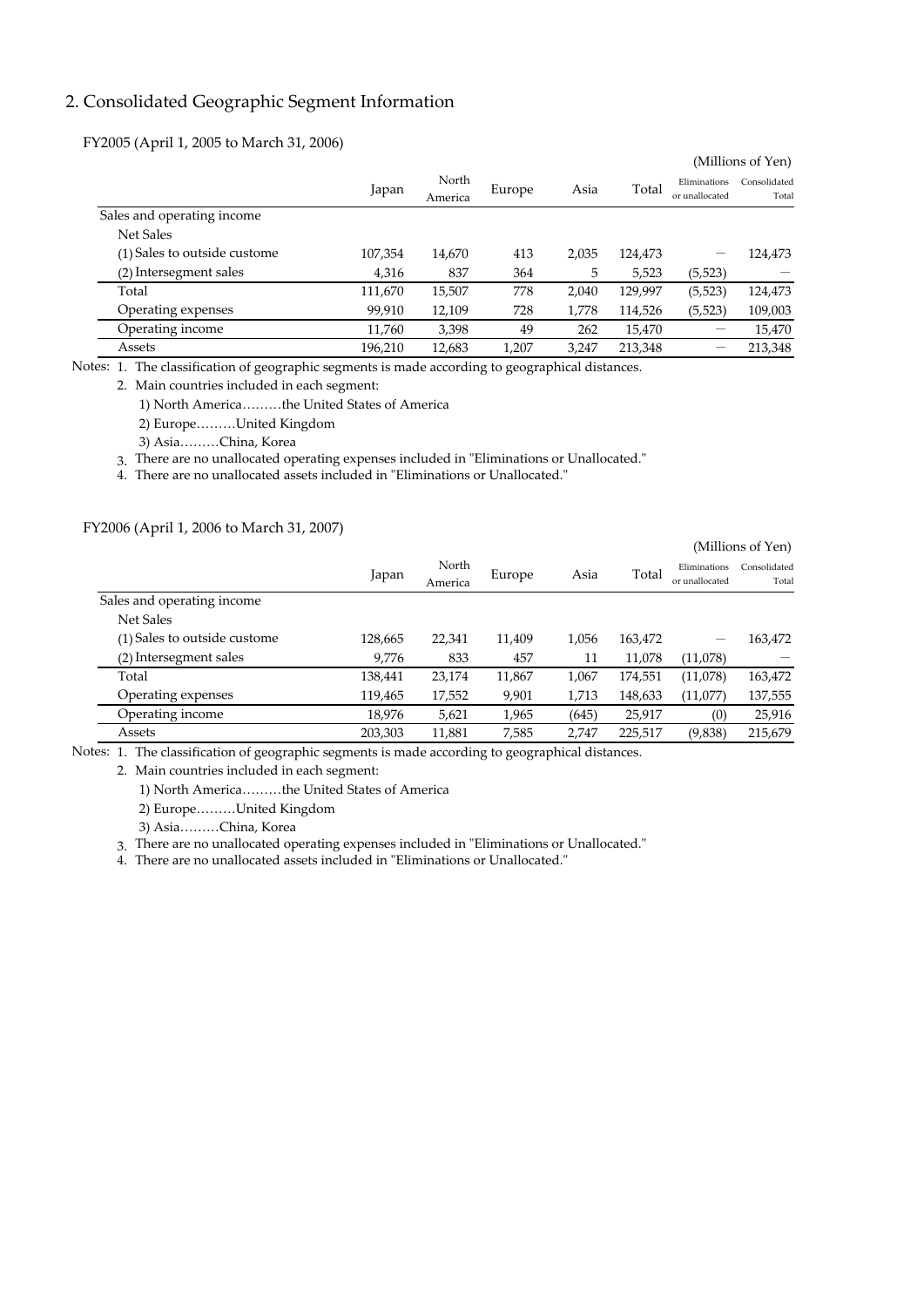## 2. Consolidated Geographic Segment Information

FY2005 (April 1, 2005 to March 31, 2006)

(Millions of Yen)

| | Japan | North America | Europe | Asia | Total | Eliminations or unallocated | Consolidated Total |
|---|---|---|---|---|---|---|---|
| Sales and operating income | | | | | | | |
| Net Sales | | | | | | | |
| (1) Sales to outside custome | 107,354 | 14,670 | 413 | 2,035 | 124,473 | ― | 124,473 |
| (2) Intersegment sales | 4,316 | 837 | 364 | 5 | 5,523 | (5,523) | ― |
| Total | 111,670 | 15,507 | 778 | 2,040 | 129,997 | (5,523) | 124,473 |
| Operating expenses | 99,910 | 12,109 | 728 | 1,778 | 114,526 | (5,523) | 109,003 |
| Operating income | 11,760 | 3,398 | 49 | 262 | 15,470 | ― | 15,470 |
| Assets | 196,210 | 12,683 | 1,207 | 3,247 | 213,348 | ― | 213,348 |

Notes: 1. The classification of geographic segments is made according to geographical distances.

2. Main countries included in each segment:

1) North America………the United States of America

2) Europe………United Kingdom

3) Asia………China, Korea

3. There are no unallocated operating expenses included in "Eliminations or Unallocated."

4. There are no unallocated assets included in "Eliminations or Unallocated."

FY2006 (April 1, 2006 to March 31, 2007)

(Millions of Yen)

| | Japan | North America | Europe | Asia | Total | Eliminations or unallocated | Consolidated Total |
|---|---|---|---|---|---|---|---|
| Sales and operating income | | | | | | | |
| Net Sales | | | | | | | |
| (1) Sales to outside custome | 128,665 | 22,341 | 11,409 | 1,056 | 163,472 | ― | 163,472 |
| (2) Intersegment sales | 9,776 | 833 | 457 | 11 | 11,078 | (11,078) | ― |
| Total | 138,441 | 23,174 | 11,867 | 1,067 | 174,551 | (11,078) | 163,472 |
| Operating expenses | 119,465 | 17,552 | 9,901 | 1,713 | 148,633 | (11,077) | 137,555 |
| Operating income | 18,976 | 5,621 | 1,965 | (645) | 25,917 | (0) | 25,916 |
| Assets | 203,303 | 11,881 | 7,585 | 2,747 | 225,517 | (9,838) | 215,679 |

Notes: 1. The classification of geographic segments is made according to geographical distances.

2. Main countries included in each segment:

1) North America………the United States of America

2) Europe………United Kingdom

3) Asia………China, Korea

3. There are no unallocated operating expenses included in "Eliminations or Unallocated."

4. There are no unallocated assets included in "Eliminations or Unallocated."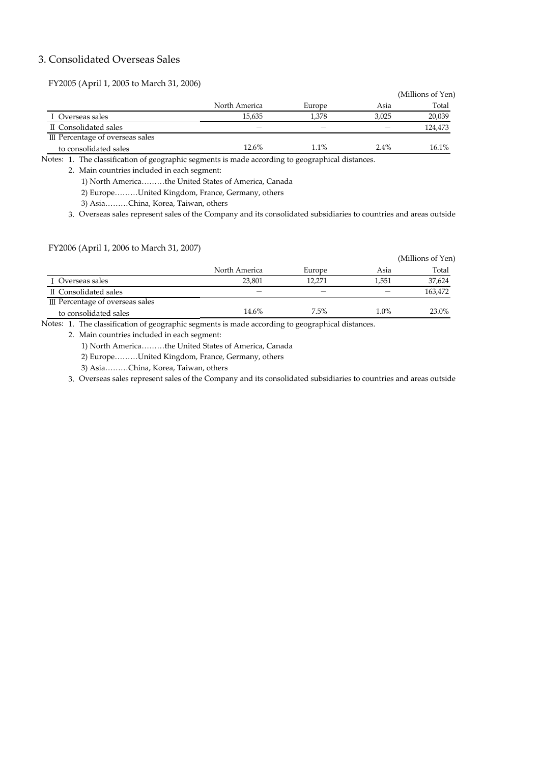## 3. Consolidated Overseas Sales

FY2005 (April 1, 2005 to March 31, 2006)

(Millions of Yen)

| | North America | Europe | Asia | Total |
|---|---|---|---|---|
| Ⅰ Overseas sales | 15,635 | 1,378 | 3,025 | 20,039 |
| Ⅱ Consolidated sales | — | — | — | 124,473 |
| Ⅲ Percentage of overseas sales to consolidated sales | 12.6% | 1.1% | 2.4% | 16.1% |

Notes: 1. The classification of geographic segments is made according to geographical distances.

2. Main countries included in each segment:

1) North America………the United States of America, Canada

2) Europe………United Kingdom, France, Germany, others

3) Asia………China, Korea, Taiwan, others

3. Overseas sales represent sales of the Company and its consolidated subsidiaries to countries and areas outside

FY2006 (April 1, 2006 to March 31, 2007)

(Millions of Yen)

| | North America | Europe | Asia | Total |
|---|---|---|---|---|
| Ⅰ Overseas sales | 23,801 | 12,271 | 1,551 | 37,624 |
| Ⅱ Consolidated sales | — | — | — | 163,472 |
| Ⅲ Percentage of overseas sales to consolidated sales | 14.6% | 7.5% | 1.0% | 23.0% |

Notes: 1. The classification of geographic segments is made according to geographical distances.

2. Main countries included in each segment:

1) North America………the United States of America, Canada

2) Europe………United Kingdom, France, Germany, others

3) Asia………China, Korea, Taiwan, others

3. Overseas sales represent sales of the Company and its consolidated subsidiaries to countries and areas outside